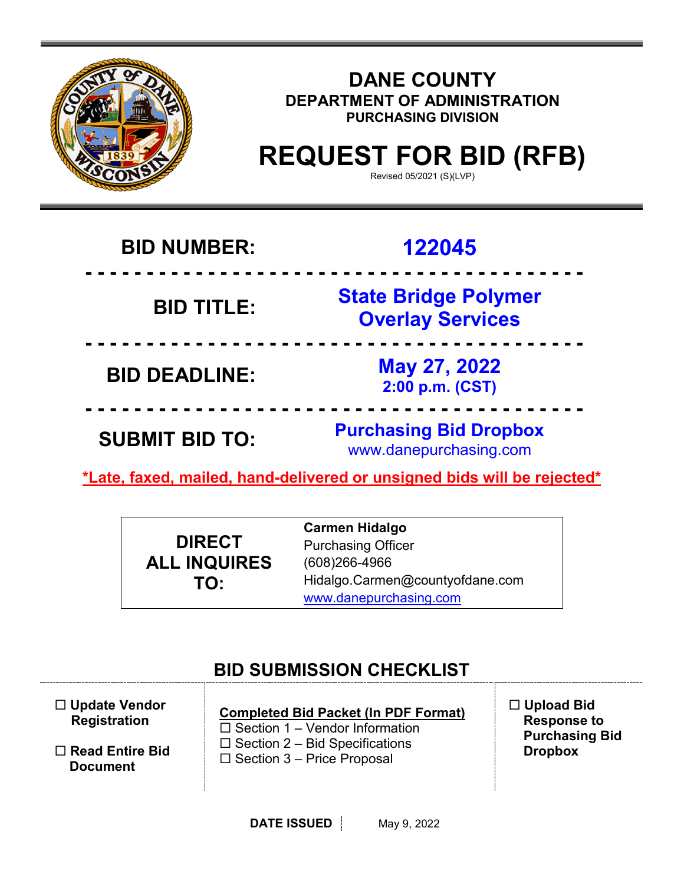# DANE COUNTY

## DEPARTMENT OF ADMINISTRATION

### PURCHASING DIVISION

# REQUEST FOR BID (RFB)

Revised 05/2021 (S)(LVP)

**BID NUMBER:** **122045**

**BID TITLE:** **State Bridge Polymer Overlay Services**

**BID DEADLINE:** **May 27, 2022**
**2:00 p.m. (CST)**

**SUBMIT BID TO:** **Purchasing Bid Dropbox**
www.danepurchasing.com

***Late, faxed, mailed, hand-delivered or unsigned bids will be rejected***

| DIRECT ALL INQUIRES TO: | **Carmen Hidalgo**<br>Purchasing Officer<br>(608)266-4966<br>Hidalgo.Carmen@countyofdane.com<br>www.danepurchasing.com |
|---|---|

## BID SUBMISSION CHECKLIST

☐ **Update Vendor Registration**

☐ **Read Entire Bid Document**

**Completed Bid Packet (In PDF Format)**
- ☐ Section 1 – Vendor Information
- ☐ Section 2 – Bid Specifications
- ☐ Section 3 – Price Proposal

☐ **Upload Bid Response to Purchasing Bid Dropbox**

**DATE ISSUED** May 9, 2022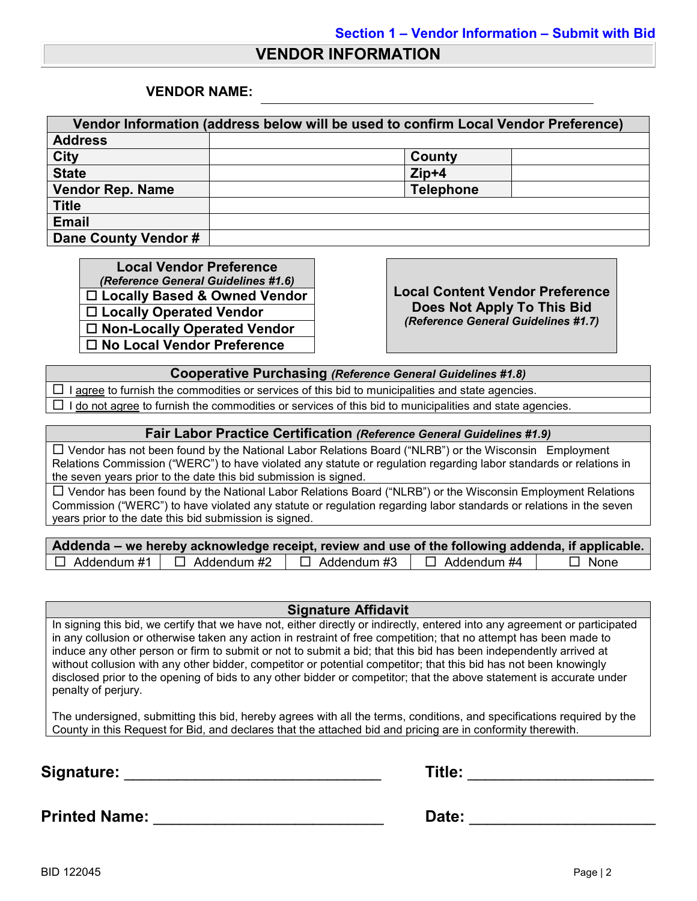**Section 1 – Vendor Information – Submit with Bid**

# VENDOR INFORMATION

**VENDOR NAME:** ________________________________________

| Vendor Information (address below will be used to confirm Local Vendor Preference) | | | |
|---|---|---|---|
| **Address** | | | |
| **City** | | **County** | |
| **State** | | **Zip+4** | |
| **Vendor Rep. Name** | | **Telephone** | |
| **Title** | | | |
| **Email** | | | |
| **Dane County Vendor #** | | | |

| **Local Vendor Preference** *(Reference General Guidelines #1.6)* |
|---|
| ☐ **Locally Based & Owned Vendor** |
| ☐ **Locally Operated Vendor** |
| ☐ **Non-Locally Operated Vendor** |
| ☐ **No Local Vendor Preference** |

**Local Content Vendor Preference Does Not Apply To This Bid**
*(Reference General Guidelines #1.7)*

| **Cooperative Purchasing** *(Reference General Guidelines #1.8)* |
|---|
| ☐ I agree to furnish the commodities or services of this bid to municipalities and state agencies. |
| ☐ I do not agree to furnish the commodities or services of this bid to municipalities and state agencies. |

| **Fair Labor Practice Certification** *(Reference General Guidelines #1.9)* |
|---|
| ☐ Vendor has not been found by the National Labor Relations Board ("NLRB") or the Wisconsin Employment Relations Commission ("WERC") to have violated any statute or regulation regarding labor standards or relations in the seven years prior to the date this bid submission is signed. |
| ☐ Vendor has been found by the National Labor Relations Board ("NLRB") or the Wisconsin Employment Relations Commission ("WERC") to have violated any statute or regulation regarding labor standards or relations in the seven years prior to the date this bid submission is signed. |

| **Addenda – we hereby acknowledge receipt, review and use of the following addenda, if applicable.** | | | | |
|---|---|---|---|---|
| ☐ Addendum #1 | ☐ Addendum #2 | ☐ Addendum #3 | ☐ Addendum #4 | ☐ None |

| **Signature Affidavit** |
|---|
| In signing this bid, we certify that we have not, either directly or indirectly, entered into any agreement or participated in any collusion or otherwise taken any action in restraint of free competition; that no attempt has been made to induce any other person or firm to submit or not to submit a bid; that this bid has been independently arrived at without collusion with any other bidder, competitor or potential competitor; that this bid has not been knowingly disclosed prior to the opening of bids to any other bidder or competitor; that the above statement is accurate under penalty of perjury.<br><br>The undersigned, submitting this bid, hereby agrees with all the terms, conditions, and specifications required by the County in this Request for Bid, and declares that the attached bid and pricing are in conformity therewith. |

**Signature:** ______________________________ **Title:** ______________________

**Printed Name:** ___________________________ **Date:** ______________________

BID 122045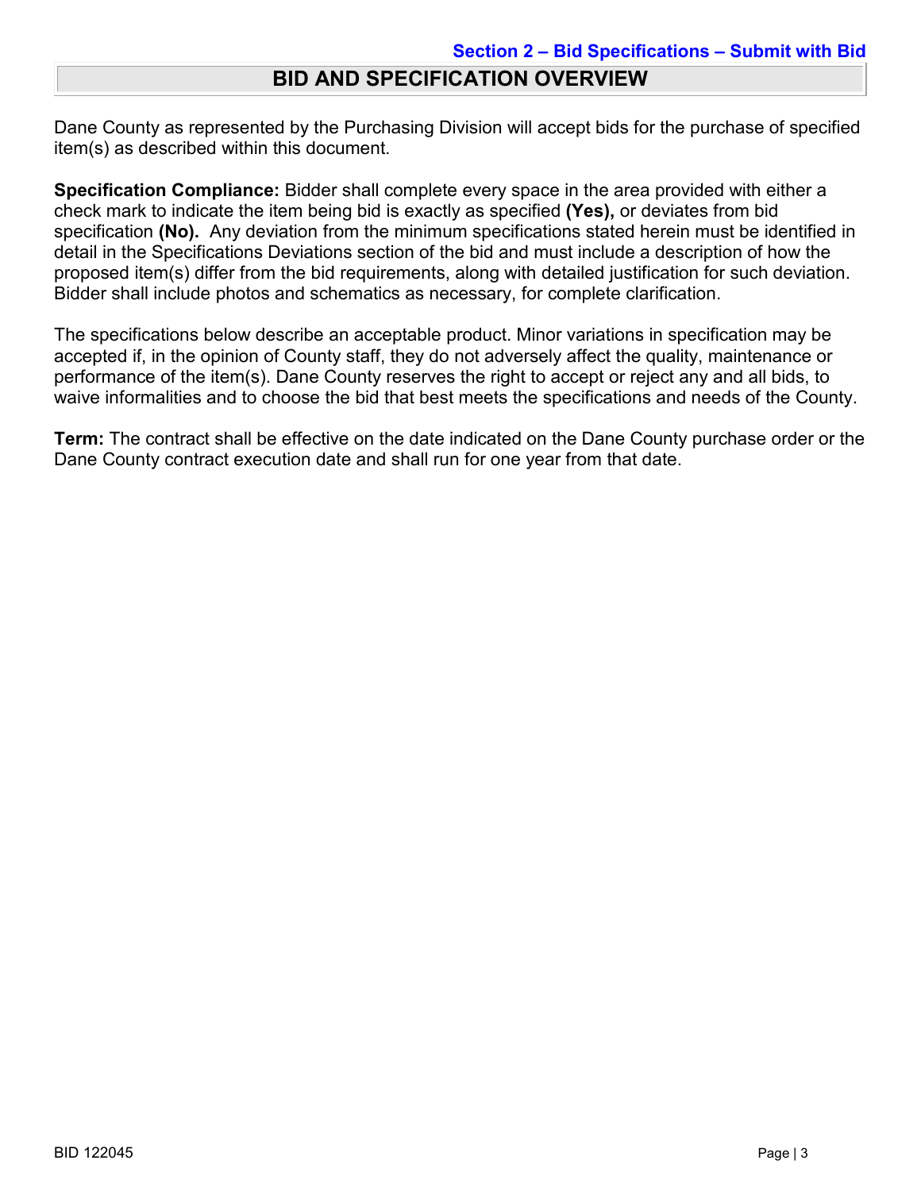**Section 2 – Bid Specifications – Submit with Bid**

# BID AND SPECIFICATION OVERVIEW

Dane County as represented by the Purchasing Division will accept bids for the purchase of specified item(s) as described within this document.

**Specification Compliance:** Bidder shall complete every space in the area provided with either a check mark to indicate the item being bid is exactly as specified **(Yes),** or deviates from bid specification **(No).** Any deviation from the minimum specifications stated herein must be identified in detail in the Specifications Deviations section of the bid and must include a description of how the proposed item(s) differ from the bid requirements, along with detailed justification for such deviation. Bidder shall include photos and schematics as necessary, for complete clarification.

The specifications below describe an acceptable product. Minor variations in specification may be accepted if, in the opinion of County staff, they do not adversely affect the quality, maintenance or performance of the item(s). Dane County reserves the right to accept or reject any and all bids, to waive informalities and to choose the bid that best meets the specifications and needs of the County.

**Term:** The contract shall be effective on the date indicated on the Dane County purchase order or the Dane County contract execution date and shall run for one year from that date.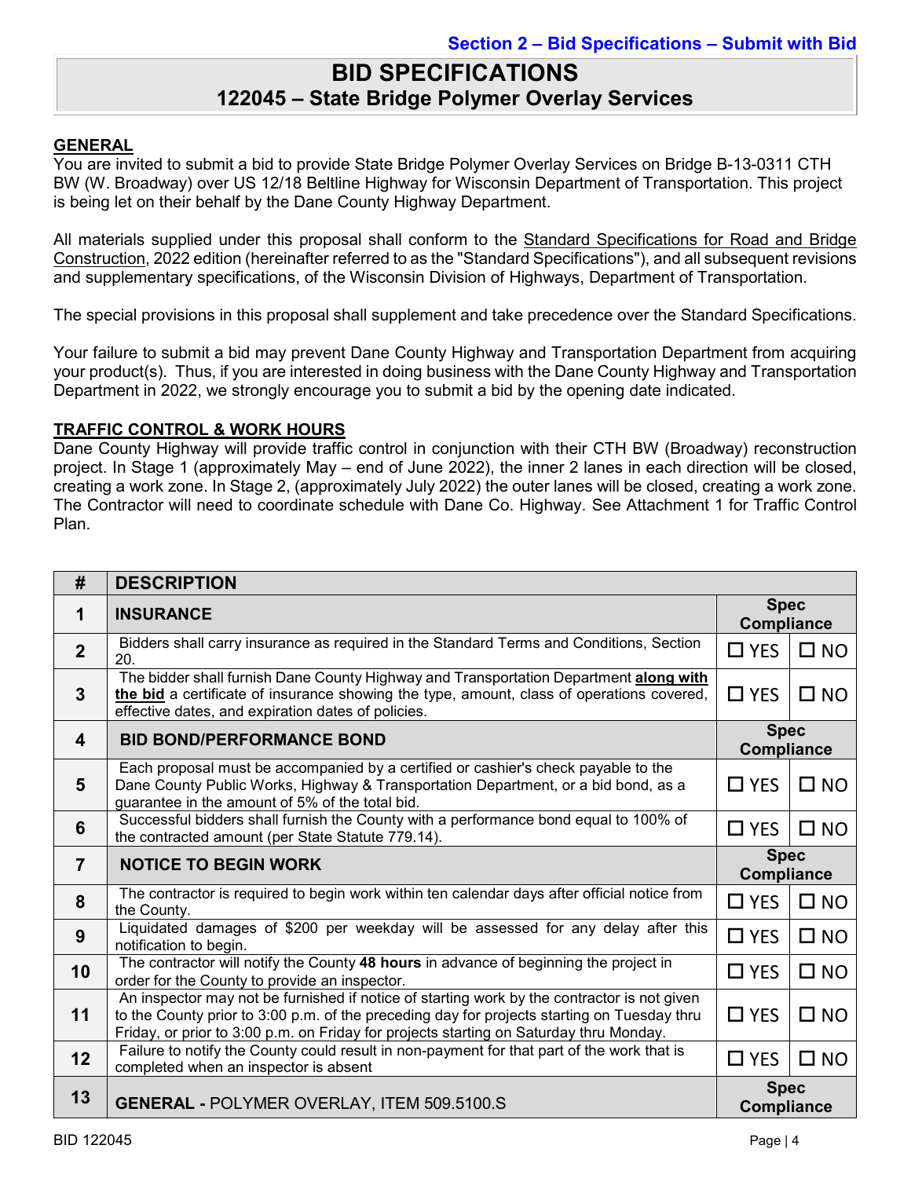Section 2 – Bid Specifications – Submit with Bid

# BID SPECIFICATIONS
## 122045 – State Bridge Polymer Overlay Services

### GENERAL

You are invited to submit a bid to provide State Bridge Polymer Overlay Services on Bridge B-13-0311 CTH BW (W. Broadway) over US 12/18 Beltline Highway for Wisconsin Department of Transportation. This project is being let on their behalf by the Dane County Highway Department.

All materials supplied under this proposal shall conform to the Standard Specifications for Road and Bridge Construction, 2022 edition (hereinafter referred to as the "Standard Specifications"), and all subsequent revisions and supplementary specifications, of the Wisconsin Division of Highways, Department of Transportation.

The special provisions in this proposal shall supplement and take precedence over the Standard Specifications.

Your failure to submit a bid may prevent Dane County Highway and Transportation Department from acquiring your product(s). Thus, if you are interested in doing business with the Dane County Highway and Transportation Department in 2022, we strongly encourage you to submit a bid by the opening date indicated.

### TRAFFIC CONTROL & WORK HOURS

Dane County Highway will provide traffic control in conjunction with their CTH BW (Broadway) reconstruction project. In Stage 1 (approximately May – end of June 2022), the inner 2 lanes in each direction will be closed, creating a work zone. In Stage 2, (approximately July 2022) the outer lanes will be closed, creating a work zone. The Contractor will need to coordinate schedule with Dane Co. Highway. See Attachment 1 for Traffic Control Plan.

| # | DESCRIPTION | Spec Compliance | |
|---|---|---|---|
| 1 | **INSURANCE** | **Spec Compliance** | |
| 2 | Bidders shall carry insurance as required in the Standard Terms and Conditions, Section 20. | ☐ YES | ☐ NO |
| 3 | The bidder shall furnish Dane County Highway and Transportation Department **along with the bid** a certificate of insurance showing the type, amount, class of operations covered, effective dates, and expiration dates of policies. | ☐ YES | ☐ NO |
| 4 | **BID BOND/PERFORMANCE BOND** | **Spec Compliance** | |
| 5 | Each proposal must be accompanied by a certified or cashier's check payable to the Dane County Public Works, Highway & Transportation Department, or a bid bond, as a guarantee in the amount of 5% of the total bid. | ☐ YES | ☐ NO |
| 6 | Successful bidders shall furnish the County with a performance bond equal to 100% of the contracted amount (per State Statute 779.14). | ☐ YES | ☐ NO |
| 7 | **NOTICE TO BEGIN WORK** | **Spec Compliance** | |
| 8 | The contractor is required to begin work within ten calendar days after official notice from the County. | ☐ YES | ☐ NO |
| 9 | Liquidated damages of $200 per weekday will be assessed for any delay after this notification to begin. | ☐ YES | ☐ NO |
| 10 | The contractor will notify the County **48 hours** in advance of beginning the project in order for the County to provide an inspector. | ☐ YES | ☐ NO |
| 11 | An inspector may not be furnished if notice of starting work by the contractor is not given to the County prior to 3:00 p.m. of the preceding day for projects starting on Tuesday thru Friday, or prior to 3:00 p.m. on Friday for projects starting on Saturday thru Monday. | ☐ YES | ☐ NO |
| 12 | Failure to notify the County could result in non-payment for that part of the work that is completed when an inspector is absent | ☐ YES | ☐ NO |
| 13 | **GENERAL -** POLYMER OVERLAY, ITEM 509.5100.S | **Spec Compliance** | |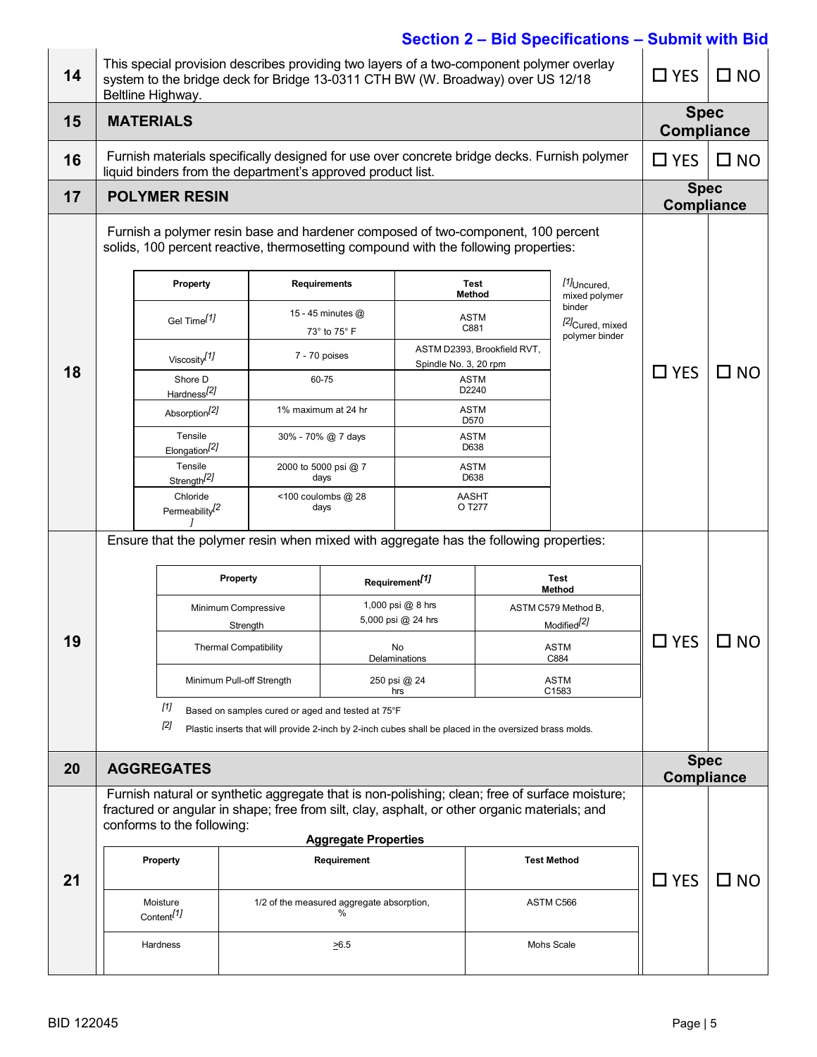## Section 2 – Bid Specifications – Submit with Bid

| # | Description | | |
|---|---|---|---|
| 14 | This special provision describes providing two layers of a two-component polymer overlay system to the bridge deck for Bridge 13-0311 CTH BW (W. Broadway) over US 12/18 Beltline Highway. | ☐ YES | ☐ NO |
| 15 | **MATERIALS** | **Spec Compliance** | |
| 16 | Furnish materials specifically designed for use over concrete bridge decks. Furnish polymer liquid binders from the department's approved product list. | ☐ YES | ☐ NO |
| 17 | **POLYMER RESIN** | **Spec Compliance** | |
| 18 | Furnish a polymer resin base and hardener composed of two-component, 100 percent solids, 100 percent reactive, thermosetting compound with the following properties: (see table below) | ☐ YES | ☐ NO |

| Property | Requirements | Test Method |
|---|---|---|
| Gel Time[1] | 15 - 45 minutes @ 73° to 75° F | ASTM C881 |
| Viscosity[1] | 7 - 70 poises | ASTM D2393, Brookfield RVT, Spindle No. 3, 20 rpm |
| Shore D Hardness[2] | 60-75 | ASTM D2240 |
| Absorption[2] | 1% maximum at 24 hr | ASTM D570 |
| Tensile Elongation[2] | 30% - 70% @ 7 days | ASTM D638 |
| Tensile Strength[2] | 2000 to 5000 psi @ 7 days | ASTM D638 |
| Chloride Permeability[2] | <100 coulombs @ 28 days | AASHT O T277 |

[1] Uncured, mixed polymer binder

[2] Cured, mixed polymer binder

| # | Description | | |
|---|---|---|---|
| 19 | Ensure that the polymer resin when mixed with aggregate has the following properties: (see table below) | ☐ YES | ☐ NO |

| Property | Requirement[1] | Test Method |
|---|---|---|
| Minimum Compressive Strength | 1,000 psi @ 8 hrs<br>5,000 psi @ 24 hrs | ASTM C579 Method B, Modified[2] |
| Thermal Compatibility | No Delaminations | ASTM C884 |
| Minimum Pull-off Strength | 250 psi @ 24 hrs | ASTM C1583 |

[1] Based on samples cured or aged and tested at 75°F

[2] Plastic inserts that will provide 2-inch by 2-inch cubes shall be placed in the oversized brass molds.

| # | Description | | |
|---|---|---|---|
| 20 | **AGGREGATES** | **Spec Compliance** | |
| 21 | Furnish natural or synthetic aggregate that is non-polishing; clean; free of surface moisture; fractured or angular in shape; free from silt, clay, asphalt, or other organic materials; and conforms to the following: (see Aggregate Properties table below) | ☐ YES | ☐ NO |

**Aggregate Properties**

| Property | Requirement | Test Method |
|---|---|---|
| Moisture Content[1] | 1/2 of the measured aggregate absorption, % | ASTM C566 |
| Hardness | ≥6.5 | Mohs Scale |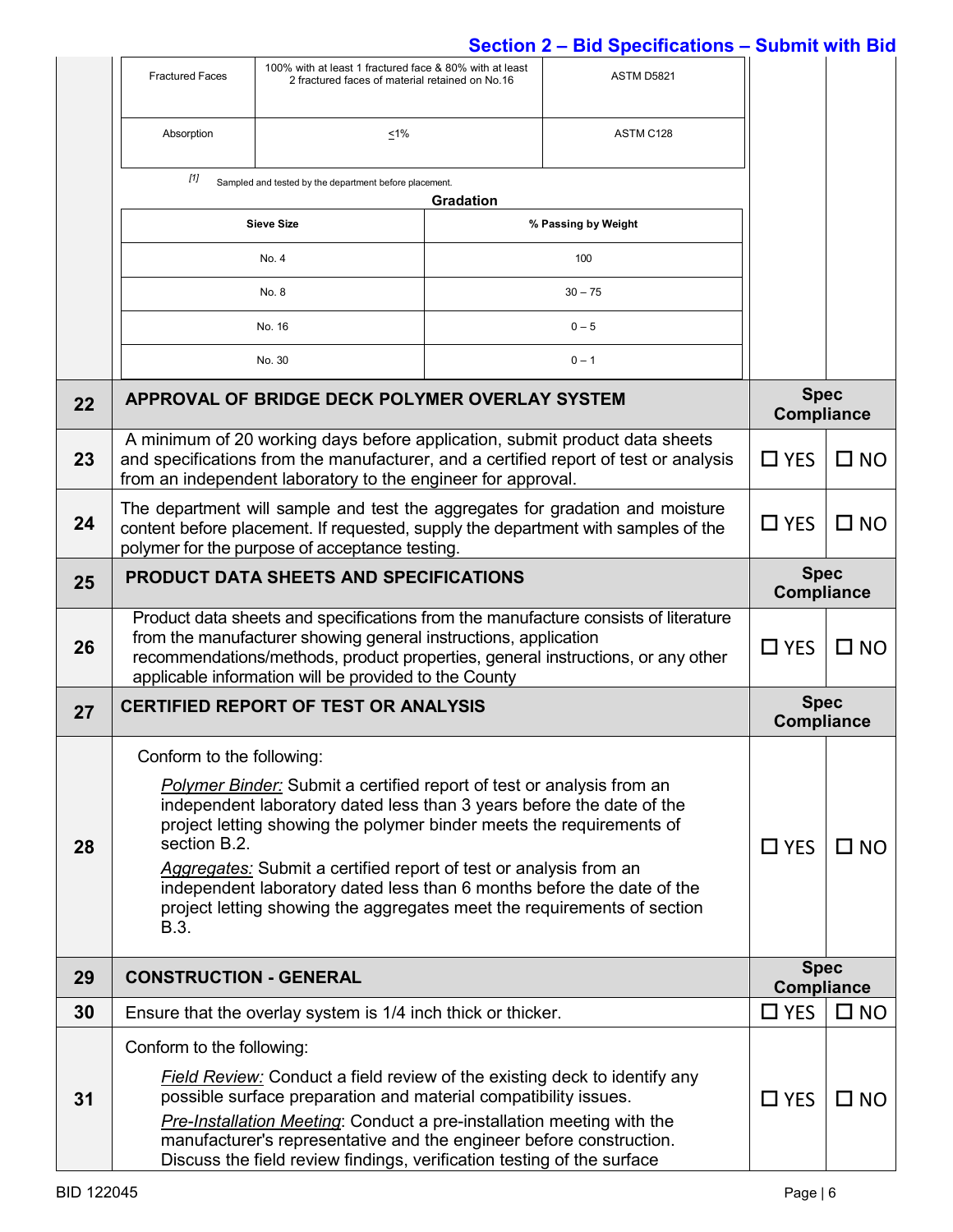| | | |
|---|---|---|
| Fractured Faces | 100% with at least 1 fractured face & 80% with at least 2 fractured faces of material retained on No.16 | ASTM D5821 |
| Absorption | ≤1% | ASTM C128 |

[1] Sampled and tested by the department before placement.

**Gradation**

| Sieve Size | % Passing by Weight |
|---|---|
| No. 4 | 100 |
| No. 8 | 30 – 75 |
| No. 16 | 0 – 5 |
| No. 30 | 0 – 1 |

| # | Item | Spec Compliance | |
|---|---|---|---|
| **22** | **APPROVAL OF BRIDGE DECK POLYMER OVERLAY SYSTEM** | **Spec Compliance** | |
| 23 | A minimum of 20 working days before application, submit product data sheets and specifications from the manufacturer, and a certified report of test or analysis from an independent laboratory to the engineer for approval. | ☐ YES | ☐ NO |
| 24 | The department will sample and test the aggregates for gradation and moisture content before placement. If requested, supply the department with samples of the polymer for the purpose of acceptance testing. | ☐ YES | ☐ NO |
| **25** | **PRODUCT DATA SHEETS AND SPECIFICATIONS** | **Spec Compliance** | |
| 26 | Product data sheets and specifications from the manufacture consists of literature from the manufacturer showing general instructions, application recommendations/methods, product properties, general instructions, or any other applicable information will be provided to the County | ☐ YES | ☐ NO |
| **27** | **CERTIFIED REPORT OF TEST OR ANALYSIS** | **Spec Compliance** | |
| 28 | Conform to the following:<br>*Polymer Binder:* Submit a certified report of test or analysis from an independent laboratory dated less than 3 years before the date of the project letting showing the polymer binder meets the requirements of section B.2.<br>*Aggregates:* Submit a certified report of test or analysis from an independent laboratory dated less than 6 months before the date of the project letting showing the aggregates meet the requirements of section B.3. | ☐ YES | ☐ NO |
| **29** | **CONSTRUCTION - GENERAL** | **Spec Compliance** | |
| 30 | Ensure that the overlay system is 1/4 inch thick or thicker. | ☐ YES | ☐ NO |
| 31 | Conform to the following:<br>*Field Review:* Conduct a field review of the existing deck to identify any possible surface preparation and material compatibility issues.<br>*Pre-Installation Meeting*: Conduct a pre-installation meeting with the manufacturer's representative and the engineer before construction. Discuss the field review findings, verification testing of the surface | ☐ YES | ☐ NO |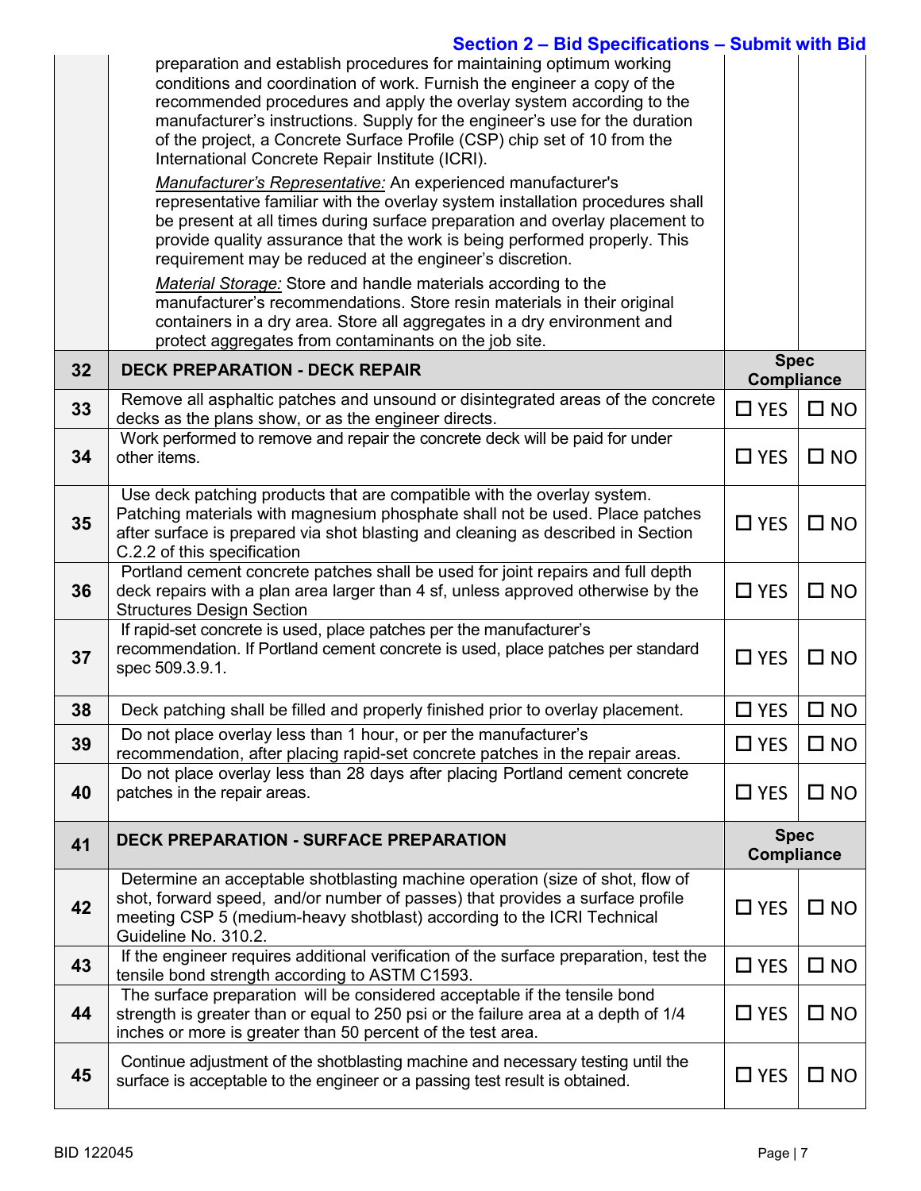| | | | |
|---|---|---|---|
| | preparation and establish procedures for maintaining optimum working conditions and coordination of work. Furnish the engineer a copy of the recommended procedures and apply the overlay system according to the manufacturer's instructions. Supply for the engineer's use for the duration of the project, a Concrete Surface Profile (CSP) chip set of 10 from the International Concrete Repair Institute (ICRI).<br><br>*Manufacturer's Representative:* An experienced manufacturer's representative familiar with the overlay system installation procedures shall be present at all times during surface preparation and overlay placement to provide quality assurance that the work is being performed properly. This requirement may be reduced at the engineer's discretion.<br><br>*Material Storage:* Store and handle materials according to the manufacturer's recommendations. Store resin materials in their original containers in a dry area. Store all aggregates in a dry environment and protect aggregates from contaminants on the job site. | | |
| **32** | **DECK PREPARATION - DECK REPAIR** | **Spec Compliance** | |
| **33** | Remove all asphaltic patches and unsound or disintegrated areas of the concrete decks as the plans show, or as the engineer directs. | ☐ YES | ☐ NO |
| **34** | Work performed to remove and repair the concrete deck will be paid for under other items. | ☐ YES | ☐ NO |
| **35** | Use deck patching products that are compatible with the overlay system. Patching materials with magnesium phosphate shall not be used. Place patches after surface is prepared via shot blasting and cleaning as described in Section C.2.2 of this specification | ☐ YES | ☐ NO |
| **36** | Portland cement concrete patches shall be used for joint repairs and full depth deck repairs with a plan area larger than 4 sf, unless approved otherwise by the Structures Design Section | ☐ YES | ☐ NO |
| **37** | If rapid-set concrete is used, place patches per the manufacturer's recommendation. If Portland cement concrete is used, place patches per standard spec 509.3.9.1. | ☐ YES | ☐ NO |
| **38** | Deck patching shall be filled and properly finished prior to overlay placement. | ☐ YES | ☐ NO |
| **39** | Do not place overlay less than 1 hour, or per the manufacturer's recommendation, after placing rapid-set concrete patches in the repair areas. | ☐ YES | ☐ NO |
| **40** | Do not place overlay less than 28 days after placing Portland cement concrete patches in the repair areas. | ☐ YES | ☐ NO |
| **41** | **DECK PREPARATION - SURFACE PREPARATION** | **Spec Compliance** | |
| **42** | Determine an acceptable shotblasting machine operation (size of shot, flow of shot, forward speed, and/or number of passes) that provides a surface profile meeting CSP 5 (medium-heavy shotblast) according to the ICRI Technical Guideline No. 310.2. | ☐ YES | ☐ NO |
| **43** | If the engineer requires additional verification of the surface preparation, test the tensile bond strength according to ASTM C1593. | ☐ YES | ☐ NO |
| **44** | The surface preparation will be considered acceptable if the tensile bond strength is greater than or equal to 250 psi or the failure area at a depth of 1/4 inches or more is greater than 50 percent of the test area. | ☐ YES | ☐ NO |
| **45** | Continue adjustment of the shotblasting machine and necessary testing until the surface is acceptable to the engineer or a passing test result is obtained. | ☐ YES | ☐ NO |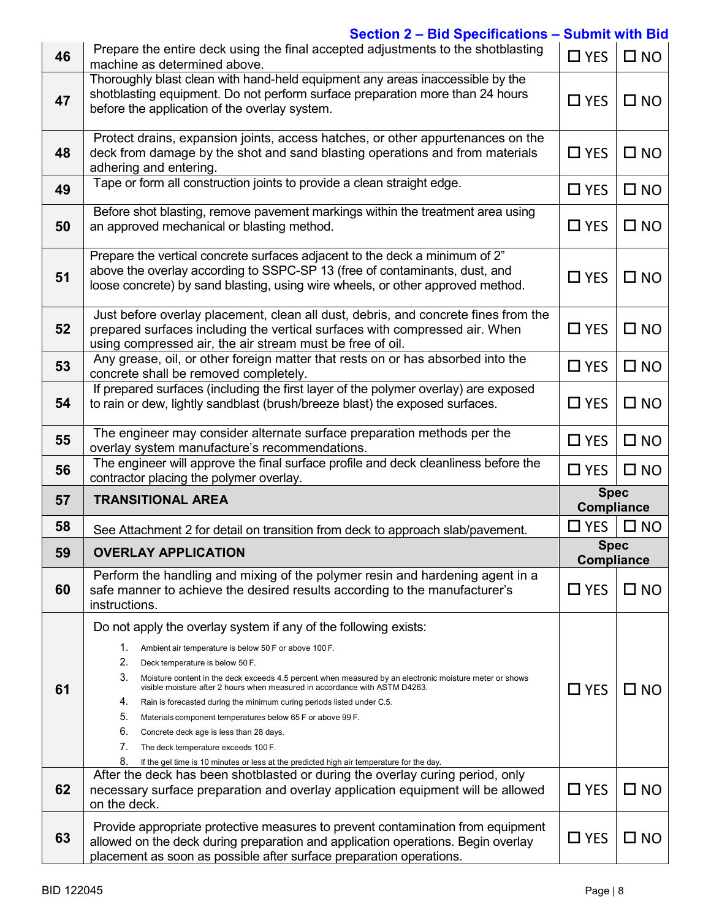## Section 2 – Bid Specifications – Submit with Bid

| | | | |
|---|---|---|---|
| 46 | Prepare the entire deck using the final accepted adjustments to the shotblasting machine as determined above. | ☐ YES | ☐ NO |
| 47 | Thoroughly blast clean with hand-held equipment any areas inaccessible by the shotblasting equipment. Do not perform surface preparation more than 24 hours before the application of the overlay system. | ☐ YES | ☐ NO |
| 48 | Protect drains, expansion joints, access hatches, or other appurtenances on the deck from damage by the shot and sand blasting operations and from materials adhering and entering. | ☐ YES | ☐ NO |
| 49 | Tape or form all construction joints to provide a clean straight edge. | ☐ YES | ☐ NO |
| 50 | Before shot blasting, remove pavement markings within the treatment area using an approved mechanical or blasting method. | ☐ YES | ☐ NO |
| 51 | Prepare the vertical concrete surfaces adjacent to the deck a minimum of 2" above the overlay according to SSPC-SP 13 (free of contaminants, dust, and loose concrete) by sand blasting, using wire wheels, or other approved method. | ☐ YES | ☐ NO |
| 52 | Just before overlay placement, clean all dust, debris, and concrete fines from the prepared surfaces including the vertical surfaces with compressed air. When using compressed air, the air stream must be free of oil. | ☐ YES | ☐ NO |
| 53 | Any grease, oil, or other foreign matter that rests on or has absorbed into the concrete shall be removed completely. | ☐ YES | ☐ NO |
| 54 | If prepared surfaces (including the first layer of the polymer overlay) are exposed to rain or dew, lightly sandblast (brush/breeze blast) the exposed surfaces. | ☐ YES | ☐ NO |
| 55 | The engineer may consider alternate surface preparation methods per the overlay system manufacture's recommendations. | ☐ YES | ☐ NO |
| 56 | The engineer will approve the final surface profile and deck cleanliness before the contractor placing the polymer overlay. | ☐ YES | ☐ NO |
| 57 | **TRANSITIONAL AREA** | **Spec Compliance** | |
| 58 | See Attachment 2 for detail on transition from deck to approach slab/pavement. | ☐ YES | ☐ NO |
| 59 | **OVERLAY APPLICATION** | **Spec Compliance** | |
| 60 | Perform the handling and mixing of the polymer resin and hardening agent in a safe manner to achieve the desired results according to the manufacturer's instructions. | ☐ YES | ☐ NO |
| 61 | Do not apply the overlay system if any of the following exists:<br>1. Ambient air temperature is below 50 F or above 100 F.<br>2. Deck temperature is below 50 F.<br>3. Moisture content in the deck exceeds 4.5 percent when measured by an electronic moisture meter or shows visible moisture after 2 hours when measured in accordance with ASTM D4263.<br>4. Rain is forecasted during the minimum curing periods listed under C.5.<br>5. Materials component temperatures below 65 F or above 99 F.<br>6. Concrete deck age is less than 28 days.<br>7. The deck temperature exceeds 100 F.<br>8. If the gel time is 10 minutes or less at the predicted high air temperature for the day. | ☐ YES | ☐ NO |
| 62 | After the deck has been shotblasted or during the overlay curing period, only necessary surface preparation and overlay application equipment will be allowed on the deck. | ☐ YES | ☐ NO |
| 63 | Provide appropriate protective measures to prevent contamination from equipment allowed on the deck during preparation and application operations. Begin overlay placement as soon as possible after surface preparation operations. | ☐ YES | ☐ NO |

BID 122045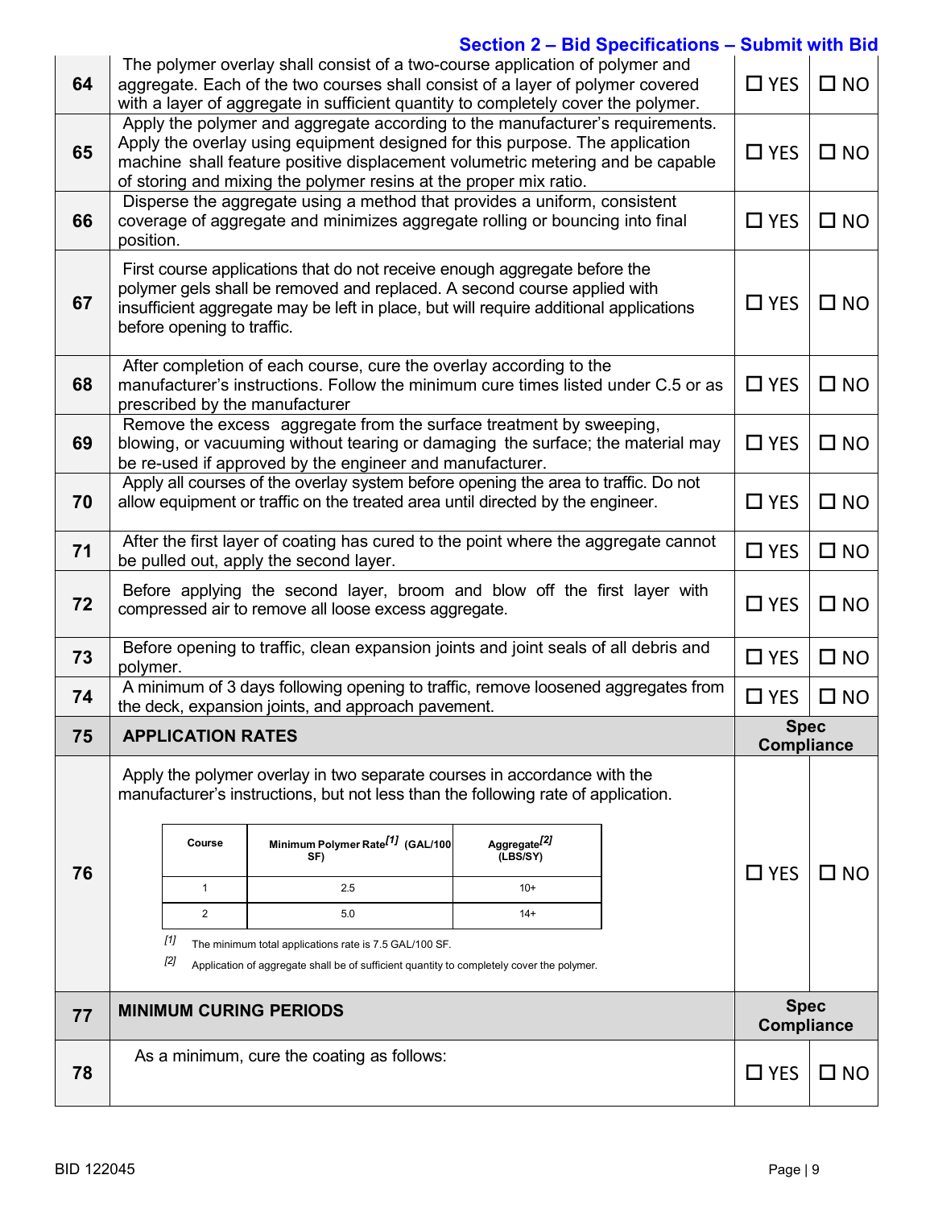## Section 2 – Bid Specifications – Submit with Bid

| | | | |
|---|---|---|---|
| 64 | The polymer overlay shall consist of a two-course application of polymer and aggregate. Each of the two courses shall consist of a layer of polymer covered with a layer of aggregate in sufficient quantity to completely cover the polymer. | ☐ YES | ☐ NO |
| 65 | Apply the polymer and aggregate according to the manufacturer's requirements. Apply the overlay using equipment designed for this purpose. The application machine shall feature positive displacement volumetric metering and be capable of storing and mixing the polymer resins at the proper mix ratio. | ☐ YES | ☐ NO |
| 66 | Disperse the aggregate using a method that provides a uniform, consistent coverage of aggregate and minimizes aggregate rolling or bouncing into final position. | ☐ YES | ☐ NO |
| 67 | First course applications that do not receive enough aggregate before the polymer gels shall be removed and replaced. A second course applied with insufficient aggregate may be left in place, but will require additional applications before opening to traffic. | ☐ YES | ☐ NO |
| 68 | After completion of each course, cure the overlay according to the manufacturer's instructions. Follow the minimum cure times listed under C.5 or as prescribed by the manufacturer | ☐ YES | ☐ NO |
| 69 | Remove the excess aggregate from the surface treatment by sweeping, blowing, or vacuuming without tearing or damaging the surface; the material may be re-used if approved by the engineer and manufacturer. | ☐ YES | ☐ NO |
| 70 | Apply all courses of the overlay system before opening the area to traffic. Do not allow equipment or traffic on the treated area until directed by the engineer. | ☐ YES | ☐ NO |
| 71 | After the first layer of coating has cured to the point where the aggregate cannot be pulled out, apply the second layer. | ☐ YES | ☐ NO |
| 72 | Before applying the second layer, broom and blow off the first layer with compressed air to remove all loose excess aggregate. | ☐ YES | ☐ NO |
| 73 | Before opening to traffic, clean expansion joints and joint seals of all debris and polymer. | ☐ YES | ☐ NO |
| 74 | A minimum of 3 days following opening to traffic, remove loosened aggregates from the deck, expansion joints, and approach pavement. | ☐ YES | ☐ NO |
| 75 | **APPLICATION RATES** | **Spec Compliance** | |
| 76 | Apply the polymer overlay in two separate courses in accordance with the manufacturer's instructions, but not less than the following rate of application. (see table below) | ☐ YES | ☐ NO |
| 77 | **MINIMUM CURING PERIODS** | **Spec Compliance** | |
| 78 | As a minimum, cure the coating as follows: | ☐ YES | ☐ NO |

Application rate table (item 76):

| Course | Minimum Polymer Rate[1] (GAL/100 SF) | Aggregate[2] (LBS/SY) |
|---|---|---|
| 1 | 2.5 | 10+ |
| 2 | 5.0 | 14+ |

[1] The minimum total applications rate is 7.5 GAL/100 SF.

[2] Application of aggregate shall be of sufficient quantity to completely cover the polymer.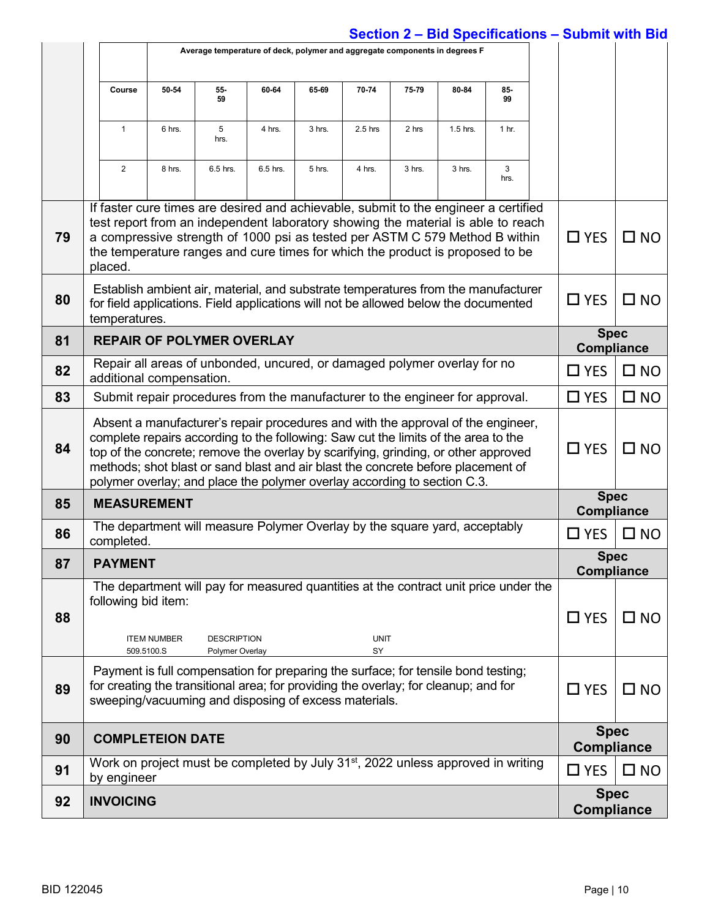## Section 2 – Bid Specifications – Submit with Bid

| | Average temperature of deck, polymer and aggregate components in degrees F | | | | | | | |
|---|---|---|---|---|---|---|---|---|
| Course | 50-54 | 55-59 | 60-64 | 65-69 | 70-74 | 75-79 | 80-84 | 85-99 |
| 1 | 6 hrs. | 5 hrs. | 4 hrs. | 3 hrs. | 2.5 hrs | 2 hrs | 1.5 hrs. | 1 hr. |
| 2 | 8 hrs. | 6.5 hrs. | 6.5 hrs. | 5 hrs. | 4 hrs. | 3 hrs. | 3 hrs. | 3 hrs. |

| | | | |
|---|---|---|---|
| 79 | If faster cure times are desired and achievable, submit to the engineer a certified test report from an independent laboratory showing the material is able to reach a compressive strength of 1000 psi as tested per ASTM C 579 Method B within the temperature ranges and cure times for which the product is proposed to be placed. | ☐ YES | ☐ NO |
| 80 | Establish ambient air, material, and substrate temperatures from the manufacturer for field applications. Field applications will not be allowed below the documented temperatures. | ☐ YES | ☐ NO |
| 81 | **REPAIR OF POLYMER OVERLAY** | **Spec Compliance** | |
| 82 | Repair all areas of unbonded, uncured, or damaged polymer overlay for no additional compensation. | ☐ YES | ☐ NO |
| 83 | Submit repair procedures from the manufacturer to the engineer for approval. | ☐ YES | ☐ NO |
| 84 | Absent a manufacturer's repair procedures and with the approval of the engineer, complete repairs according to the following: Saw cut the limits of the area to the top of the concrete; remove the overlay by scarifying, grinding, or other approved methods; shot blast or sand blast and air blast the concrete before placement of polymer overlay; and place the polymer overlay according to section C.3. | ☐ YES | ☐ NO |
| 85 | **MEASUREMENT** | **Spec Compliance** | |
| 86 | The department will measure Polymer Overlay by the square yard, acceptably completed. | ☐ YES | ☐ NO |
| 87 | **PAYMENT** | **Spec Compliance** | |
| 88 | The department will pay for measured quantities at the contract unit price under the following bid item:<br><br>ITEM NUMBER — DESCRIPTION — UNIT<br>509.5100.S — Polymer Overlay — SY | ☐ YES | ☐ NO |
| 89 | Payment is full compensation for preparing the surface; for tensile bond testing; for creating the transitional area; for providing the overlay; for cleanup; and for sweeping/vacuuming and disposing of excess materials. | ☐ YES | ☐ NO |
| 90 | **COMPLETEION DATE** | **Spec Compliance** | |
| 91 | Work on project must be completed by July 31st, 2022 unless approved in writing by engineer | ☐ YES | ☐ NO |
| 92 | **INVOICING** | **Spec Compliance** | |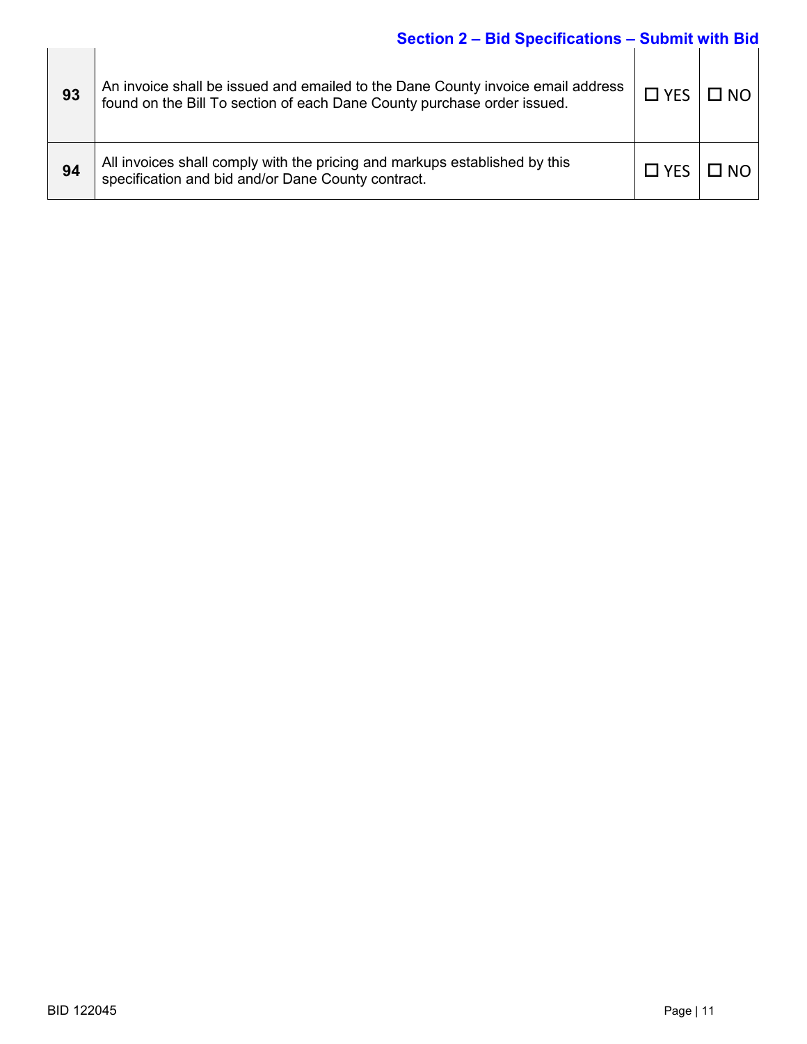## Section 2 – Bid Specifications – Submit with Bid

| | | | |
|---|---|---|---|
| **93** | An invoice shall be issued and emailed to the Dane County invoice email address found on the Bill To section of each Dane County purchase order issued. | ☐ YES | ☐ NO |
| **94** | All invoices shall comply with the pricing and markups established by this specification and bid and/or Dane County contract. | ☐ YES | ☐ NO |

BID 122045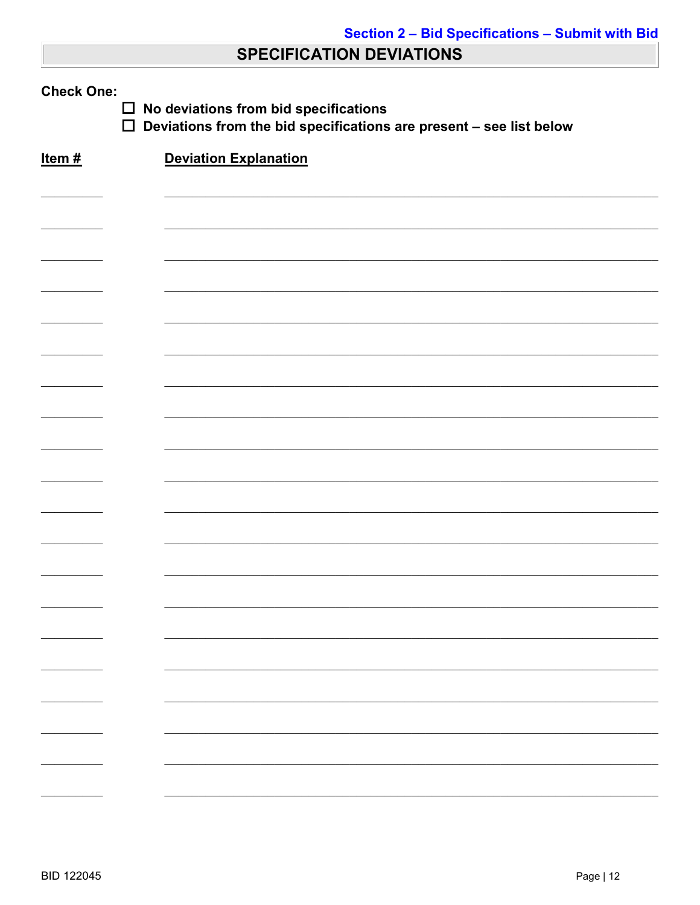Section 2 – Bid Specifications – Submit with Bid

## SPECIFICATION DEVIATIONS

**Check One:**

- ☐ **No deviations from bid specifications**
- ☐ **Deviations from the bid specifications are present – see list below**

| Item # | Deviation Explanation |
|---|---|
| | |
| | |
| | |
| | |
| | |
| | |
| | |
| | |
| | |
| | |
| | |
| | |
| | |
| | |
| | |
| | |
| | |
| | |
| | |
| | |

BID 122045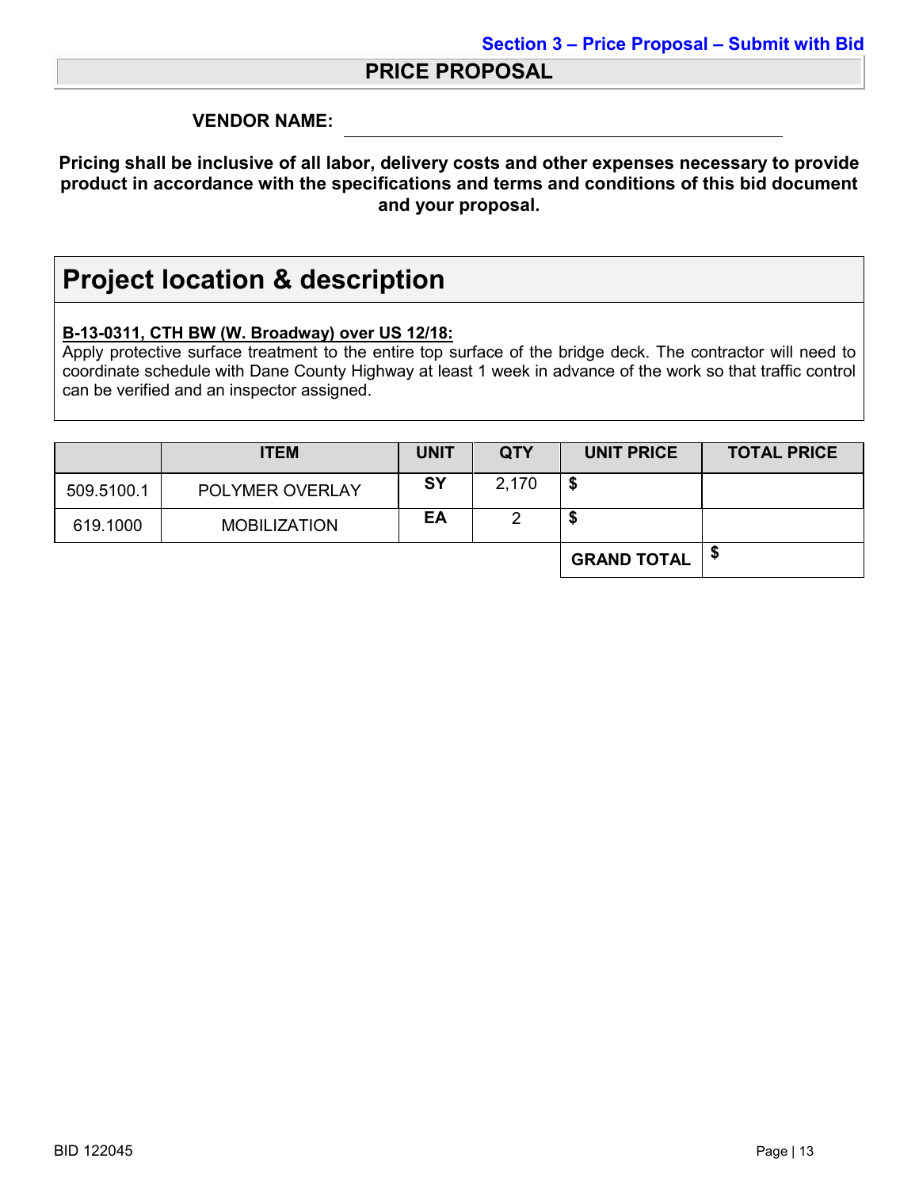Section 3 – Price Proposal – Submit with Bid

# PRICE PROPOSAL

**VENDOR NAME:** ______________________________

**Pricing shall be inclusive of all labor, delivery costs and other expenses necessary to provide product in accordance with the specifications and terms and conditions of this bid document and your proposal.**

## Project location & description

**B-13-0311, CTH BW (W. Broadway) over US 12/18:**
Apply protective surface treatment to the entire top surface of the bridge deck. The contractor will need to coordinate schedule with Dane County Highway at least 1 week in advance of the work so that traffic control can be verified and an inspector assigned.

| | ITEM | UNIT | QTY | UNIT PRICE | TOTAL PRICE |
|---|---|---|---|---|---|
| 509.5100.1 | POLYMER OVERLAY | SY | 2,170 | $ | |
| 619.1000 | MOBILIZATION | EA | 2 | $ | |
| | | | | **GRAND TOTAL** | $ |